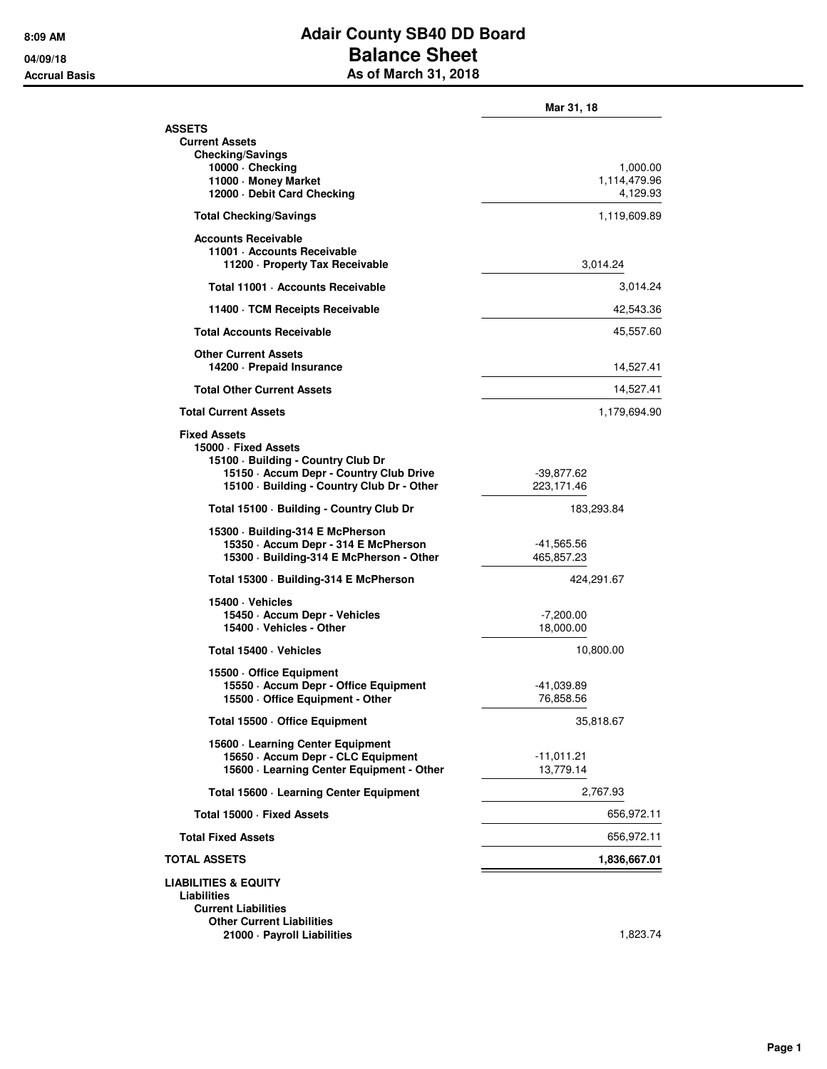# Adair County SB40 DD Board
## Balance Sheet
### As of March 31, 2018

8:09 AM
04/09/18
Accrual Basis

| | | Mar 31, 18 |
|---|---|---|
| **ASSETS** | | |
| **Current Assets** | | |
| **Checking/Savings** | | |
| **10000 · Checking** | | 1,000.00 |
| **11000 · Money Market** | | 1,114,479.96 |
| **12000 · Debit Card Checking** | | 4,129.93 |
| **Total Checking/Savings** | | 1,119,609.89 |
| **Accounts Receivable** | | |
| **11001 · Accounts Receivable** | | |
| **11200 · Property Tax Receivable** | 3,014.24 | |
| **Total 11001 · Accounts Receivable** | | 3,014.24 |
| **11400 · TCM Receipts Receivable** | | 42,543.36 |
| **Total Accounts Receivable** | | 45,557.60 |
| **Other Current Assets** | | |
| **14200 · Prepaid Insurance** | | 14,527.41 |
| **Total Other Current Assets** | | 14,527.41 |
| **Total Current Assets** | | 1,179,694.90 |
| **Fixed Assets** | | |
| **15000 · Fixed Assets** | | |
| **15100 · Building - Country Club Dr** | | |
| **15150 · Accum Depr - Country Club Drive** | -39,877.62 | |
| **15100 · Building - Country Club Dr - Other** | 223,171.46 | |
| **Total 15100 · Building - Country Club Dr** | 183,293.84 | |
| **15300 · Building-314 E McPherson** | | |
| **15350 · Accum Depr - 314 E McPherson** | -41,565.56 | |
| **15300 · Building-314 E McPherson - Other** | 465,857.23 | |
| **Total 15300 · Building-314 E McPherson** | 424,291.67 | |
| **15400 · Vehicles** | | |
| **15450 · Accum Depr - Vehicles** | -7,200.00 | |
| **15400 · Vehicles - Other** | 18,000.00 | |
| **Total 15400 · Vehicles** | 10,800.00 | |
| **15500 · Office Equipment** | | |
| **15550 · Accum Depr - Office Equipment** | -41,039.89 | |
| **15500 · Office Equipment - Other** | 76,858.56 | |
| **Total 15500 · Office Equipment** | 35,818.67 | |
| **15600 · Learning Center Equipment** | | |
| **15650 · Accum Depr - CLC Equipment** | -11,011.21 | |
| **15600 · Learning Center Equipment - Other** | 13,779.14 | |
| **Total 15600 · Learning Center Equipment** | 2,767.93 | |
| **Total 15000 · Fixed Assets** | | 656,972.11 |
| **Total Fixed Assets** | | 656,972.11 |
| **TOTAL ASSETS** | | **1,836,667.01** |
| **LIABILITIES & EQUITY** | | |
| **Liabilities** | | |
| **Current Liabilities** | | |
| **Other Current Liabilities** | | |
| **21000 · Payroll Liabilities** | | 1,823.74 |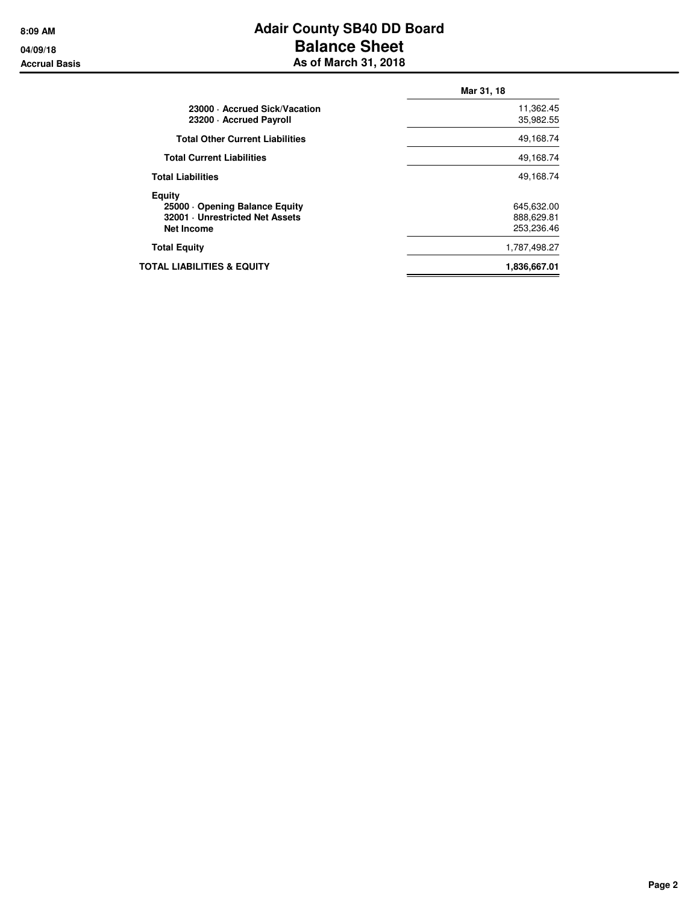# Adair County SB40 DD Board
## Balance Sheet
### As of March 31, 2018

8:09 AM
04/09/18
Accrual Basis

| | Mar 31, 18 |
|---|---|
| 23000 · Accrued Sick/Vacation | 11,362.45 |
| 23200 · Accrued Payroll | 35,982.55 |
| **Total Other Current Liabilities** | 49,168.74 |
| **Total Current Liabilities** | 49,168.74 |
| **Total Liabilities** | 49,168.74 |
| **Equity** | |
| 25000 · Opening Balance Equity | 645,632.00 |
| 32001 · Unrestricted Net Assets | 888,629.81 |
| Net Income | 253,236.46 |
| **Total Equity** | 1,787,498.27 |
| **TOTAL LIABILITIES & EQUITY** | **1,836,667.01** |